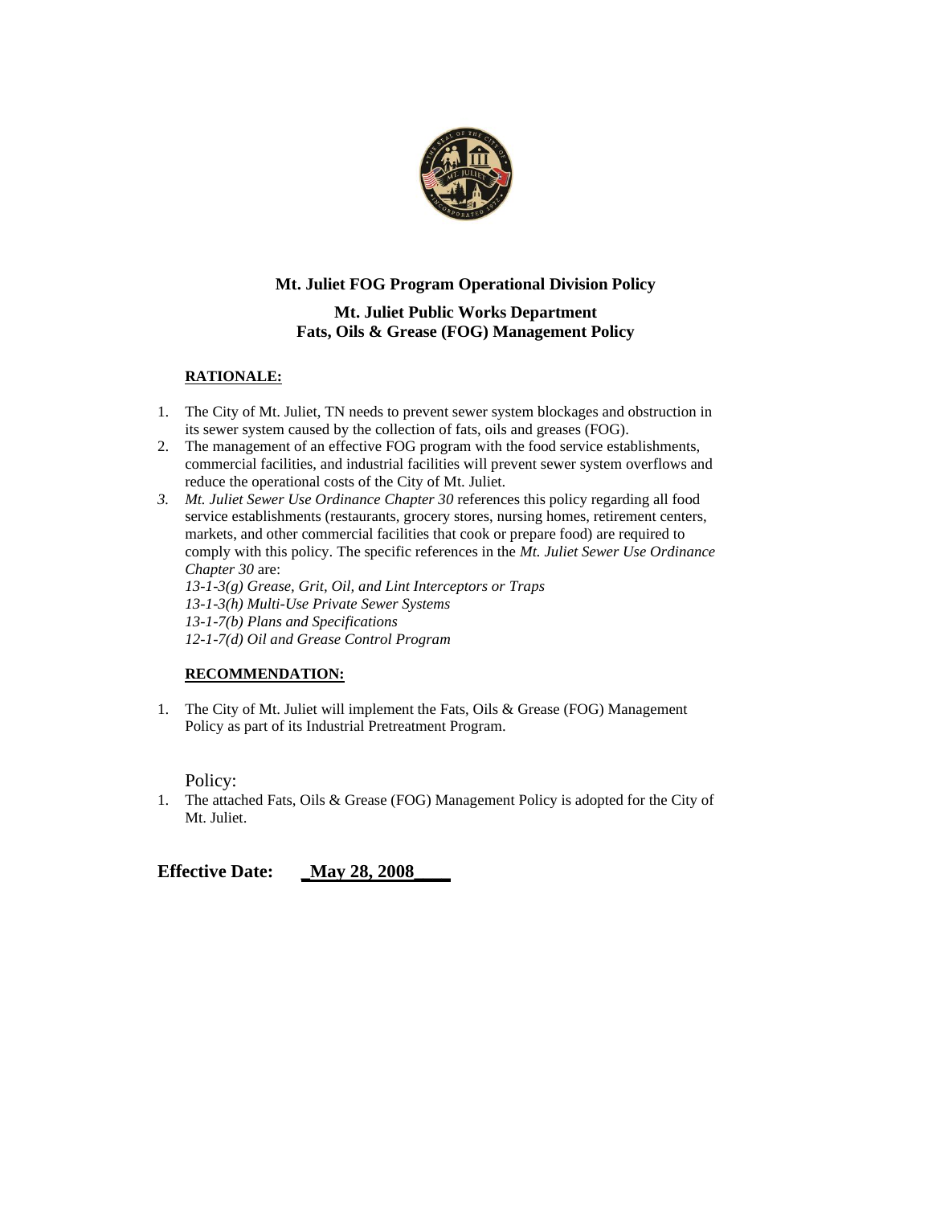**Mt. Juliet FOG Program Operational Division Policy**

**Mt. Juliet Public Works Department**
**Fats, Oils & Grease (FOG) Management Policy**

**RATIONALE:**

1. The City of Mt. Juliet, TN needs to prevent sewer system blockages and obstruction in its sewer system caused by the collection of fats, oils and greases (FOG).
2. The management of an effective FOG program with the food service establishments, commercial facilities, and industrial facilities will prevent sewer system overflows and reduce the operational costs of the City of Mt. Juliet.
3. *Mt. Juliet Sewer Use Ordinance Chapter 30* references this policy regarding all food service establishments (restaurants, grocery stores, nursing homes, retirement centers, markets, and other commercial facilities that cook or prepare food) are required to comply with this policy. The specific references in the *Mt. Juliet Sewer Use Ordinance Chapter 30* are:
   *13-1-3(g) Grease, Grit, Oil, and Lint Interceptors or Traps*
   *13-1-3(h) Multi-Use Private Sewer Systems*
   *13-1-7(b) Plans and Specifications*
   *12-1-7(d) Oil and Grease Control Program*

**RECOMMENDATION:**

1. The City of Mt. Juliet will implement the Fats, Oils & Grease (FOG) Management Policy as part of its Industrial Pretreatment Program.

Policy:

1. The attached Fats, Oils & Grease (FOG) Management Policy is adopted for the City of Mt. Juliet.

**Effective Date: May 28, 2008**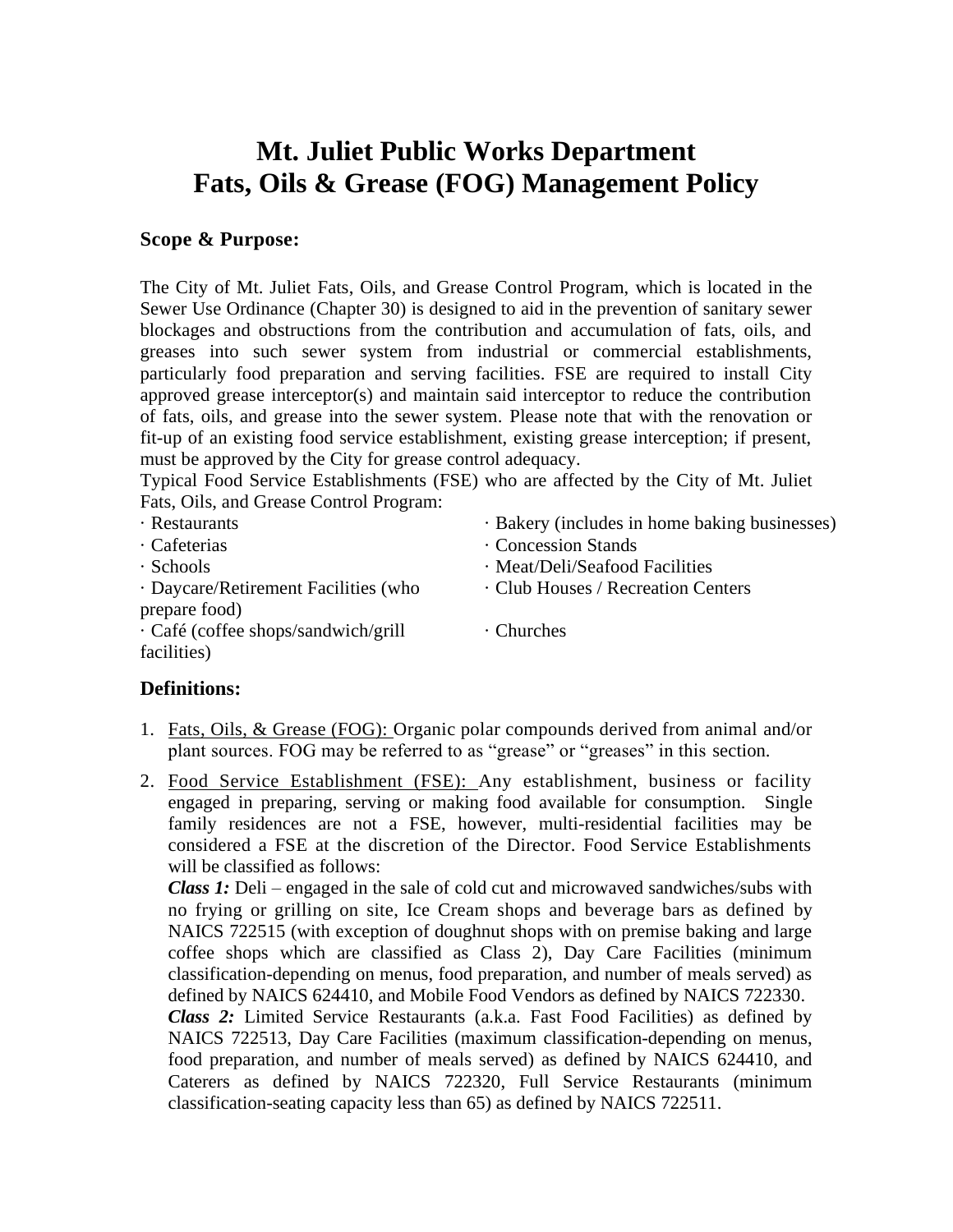# Mt. Juliet Public Works Department
# Fats, Oils & Grease (FOG) Management Policy

### Scope & Purpose:

The City of Mt. Juliet Fats, Oils, and Grease Control Program, which is located in the Sewer Use Ordinance (Chapter 30) is designed to aid in the prevention of sanitary sewer blockages and obstructions from the contribution and accumulation of fats, oils, and greases into such sewer system from industrial or commercial establishments, particularly food preparation and serving facilities. FSE are required to install City approved grease interceptor(s) and maintain said interceptor to reduce the contribution of fats, oils, and grease into the sewer system. Please note that with the renovation or fit-up of an existing food service establishment, existing grease interception; if present, must be approved by the City for grease control adequacy.

Typical Food Service Establishments (FSE) who are affected by the City of Mt. Juliet Fats, Oils, and Grease Control Program:

· Restaurants
· Cafeterias
· Schools
· Daycare/Retirement Facilities (who prepare food)
· Café (coffee shops/sandwich/grill facilities)
· Bakery (includes in home baking businesses)
· Concession Stands
· Meat/Deli/Seafood Facilities
· Club Houses / Recreation Centers
· Churches

### Definitions:

1. Fats, Oils, & Grease (FOG): Organic polar compounds derived from animal and/or plant sources. FOG may be referred to as "grease" or "greases" in this section.

2. Food Service Establishment (FSE): Any establishment, business or facility engaged in preparing, serving or making food available for consumption. Single family residences are not a FSE, however, multi-residential facilities may be considered a FSE at the discretion of the Director. Food Service Establishments will be classified as follows:

   ***Class 1:*** Deli – engaged in the sale of cold cut and microwaved sandwiches/subs with no frying or grilling on site, Ice Cream shops and beverage bars as defined by NAICS 722515 (with exception of doughnut shops with on premise baking and large coffee shops which are classified as Class 2), Day Care Facilities (minimum classification-depending on menus, food preparation, and number of meals served) as defined by NAICS 624410, and Mobile Food Vendors as defined by NAICS 722330.

   ***Class 2:*** Limited Service Restaurants (a.k.a. Fast Food Facilities) as defined by NAICS 722513, Day Care Facilities (maximum classification-depending on menus, food preparation, and number of meals served) as defined by NAICS 624410, and Caterers as defined by NAICS 722320, Full Service Restaurants (minimum classification-seating capacity less than 65) as defined by NAICS 722511.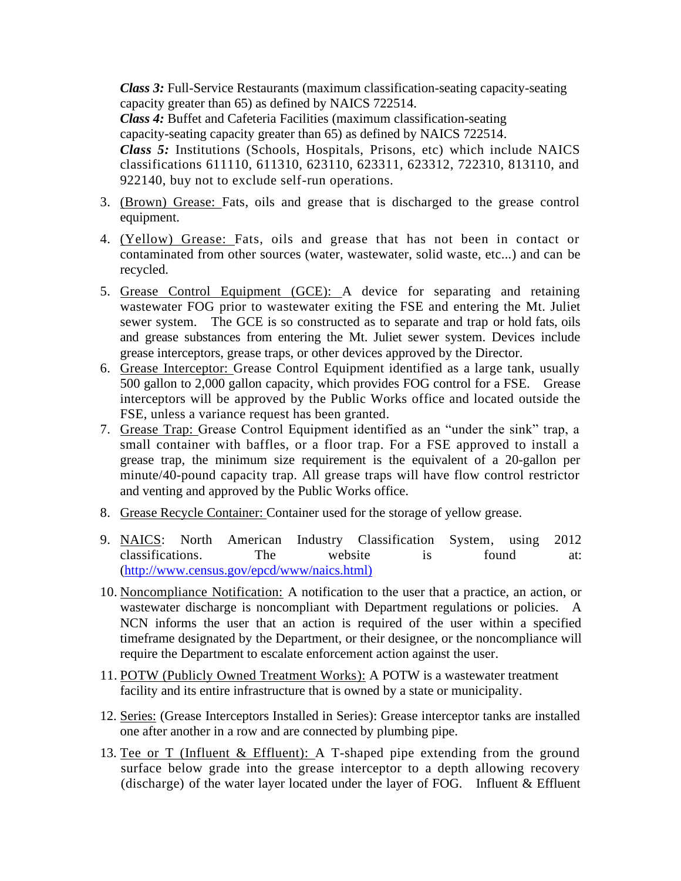***Class 3:*** Full-Service Restaurants (maximum classification-seating capacity-seating capacity greater than 65) as defined by NAICS 722514.
***Class 4:*** Buffet and Cafeteria Facilities (maximum classification-seating capacity-seating capacity greater than 65) as defined by NAICS 722514.
***Class 5:*** Institutions (Schools, Hospitals, Prisons, etc) which include NAICS classifications 611110, 611310, 623110, 623311, 623312, 722310, 813110, and 922140, buy not to exclude self-run operations.

3. <u>(Brown) Grease:</u> Fats, oils and grease that is discharged to the grease control equipment.

4. <u>(Yellow) Grease:</u> Fats, oils and grease that has not been in contact or contaminated from other sources (water, wastewater, solid waste, etc...) and can be recycled.

5. <u>Grease Control Equipment (GCE):</u> A device for separating and retaining wastewater FOG prior to wastewater exiting the FSE and entering the Mt. Juliet sewer system. The GCE is so constructed as to separate and trap or hold fats, oils and grease substances from entering the Mt. Juliet sewer system. Devices include grease interceptors, grease traps, or other devices approved by the Director.
6. <u>Grease Interceptor:</u> Grease Control Equipment identified as a large tank, usually 500 gallon to 2,000 gallon capacity, which provides FOG control for a FSE. Grease interceptors will be approved by the Public Works office and located outside the FSE, unless a variance request has been granted.
7. <u>Grease Trap:</u> Grease Control Equipment identified as an "under the sink" trap, a small container with baffles, or a floor trap. For a FSE approved to install a grease trap, the minimum size requirement is the equivalent of a 20-gallon per minute/40-pound capacity trap. All grease traps will have flow control restrictor and venting and approved by the Public Works office.

8. <u>Grease Recycle Container:</u> Container used for the storage of yellow grease.

9. <u>NAICS</u>: North American Industry Classification System, using 2012 classifications. The website is found at: (http://www.census.gov/epcd/www/naics.html)

10. <u>Noncompliance Notification:</u> A notification to the user that a practice, an action, or wastewater discharge is noncompliant with Department regulations or policies. A NCN informs the user that an action is required of the user within a specified timeframe designated by the Department, or their designee, or the noncompliance will require the Department to escalate enforcement action against the user.

11. <u>POTW (Publicly Owned Treatment Works):</u> A POTW is a wastewater treatment facility and its entire infrastructure that is owned by a state or municipality.

12. <u>Series:</u> (Grease Interceptors Installed in Series): Grease interceptor tanks are installed one after another in a row and are connected by plumbing pipe.

13. <u>Tee or T (Influent & Effluent):</u> A T-shaped pipe extending from the ground surface below grade into the grease interceptor to a depth allowing recovery (discharge) of the water layer located under the layer of FOG. Influent & Effluent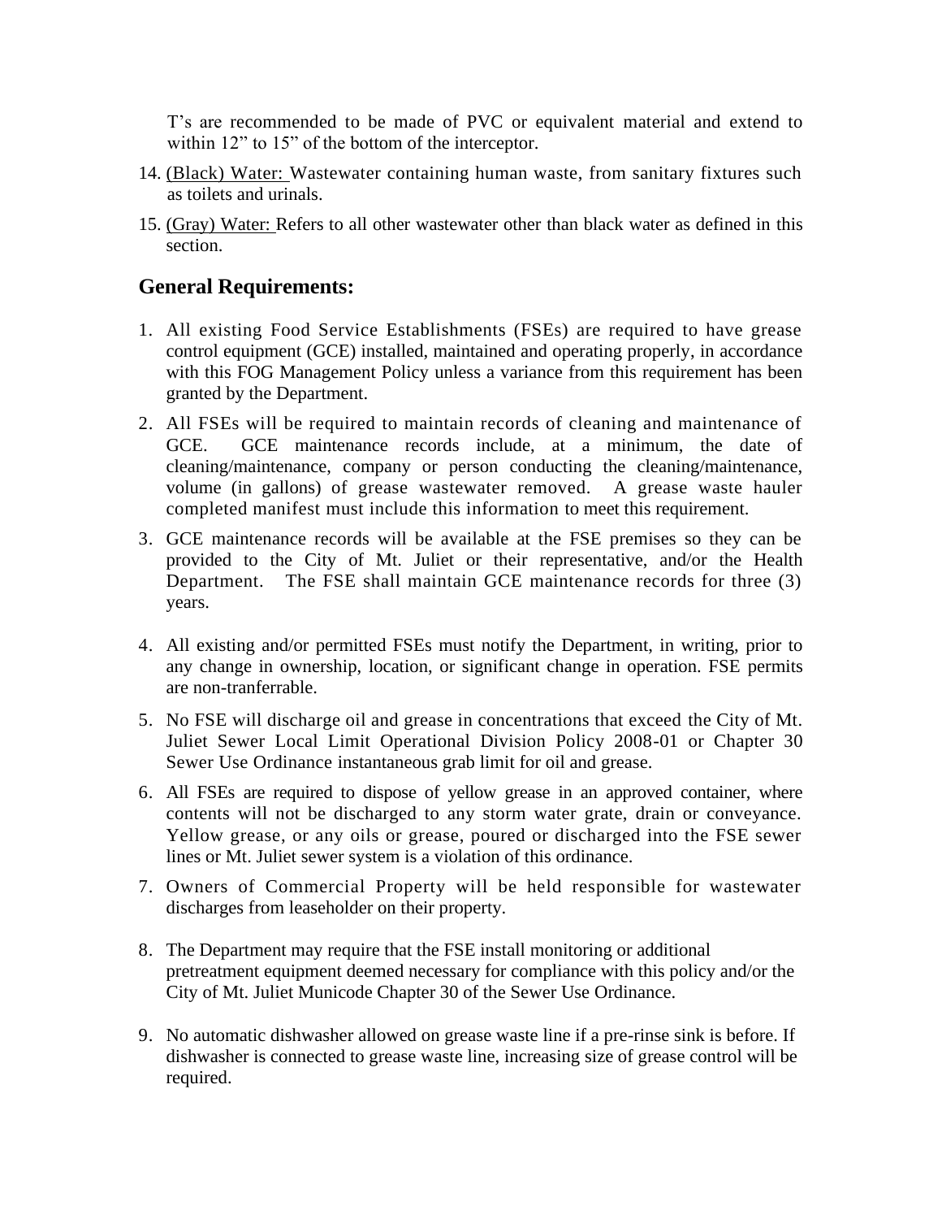T's are recommended to be made of PVC or equivalent material and extend to within 12" to 15" of the bottom of the interceptor.

14. <u>(Black) Water:</u> Wastewater containing human waste, from sanitary fixtures such as toilets and urinals.
15. <u>(Gray) Water:</u> Refers to all other wastewater other than black water as defined in this section.

## General Requirements:

1. All existing Food Service Establishments (FSEs) are required to have grease control equipment (GCE) installed, maintained and operating properly, in accordance with this FOG Management Policy unless a variance from this requirement has been granted by the Department.
2. All FSEs will be required to maintain records of cleaning and maintenance of GCE. GCE maintenance records include, at a minimum, the date of cleaning/maintenance, company or person conducting the cleaning/maintenance, volume (in gallons) of grease wastewater removed. A grease waste hauler completed manifest must include this information to meet this requirement.
3. GCE maintenance records will be available at the FSE premises so they can be provided to the City of Mt. Juliet or their representative, and/or the Health Department. The FSE shall maintain GCE maintenance records for three (3) years.
4. All existing and/or permitted FSEs must notify the Department, in writing, prior to any change in ownership, location, or significant change in operation. FSE permits are non-tranferrable.
5. No FSE will discharge oil and grease in concentrations that exceed the City of Mt. Juliet Sewer Local Limit Operational Division Policy 2008-01 or Chapter 30 Sewer Use Ordinance instantaneous grab limit for oil and grease.
6. All FSEs are required to dispose of yellow grease in an approved container, where contents will not be discharged to any storm water grate, drain or conveyance. Yellow grease, or any oils or grease, poured or discharged into the FSE sewer lines or Mt. Juliet sewer system is a violation of this ordinance.
7. Owners of Commercial Property will be held responsible for wastewater discharges from leaseholder on their property.
8. The Department may require that the FSE install monitoring or additional pretreatment equipment deemed necessary for compliance with this policy and/or the City of Mt. Juliet Municode Chapter 30 of the Sewer Use Ordinance.
9. No automatic dishwasher allowed on grease waste line if a pre-rinse sink is before. If dishwasher is connected to grease waste line, increasing size of grease control will be required.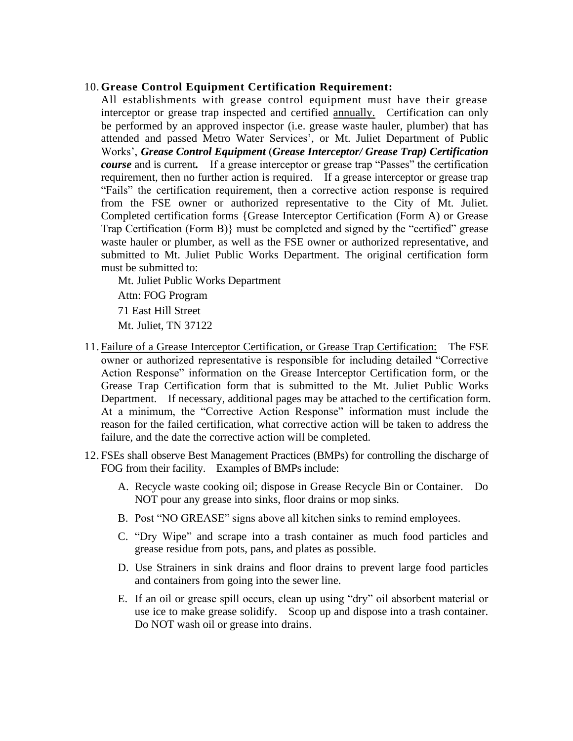10. **Grease Control Equipment Certification Requirement:**
    All establishments with grease control equipment must have their grease interceptor or grease trap inspected and certified annually. Certification can only be performed by an approved inspector (i.e. grease waste hauler, plumber) that has attended and passed Metro Water Services', or Mt. Juliet Department of Public Works', ***Grease Control Equipment*** (***Grease Interceptor/ Grease Trap) Certification course*** and is current***.*** If a grease interceptor or grease trap "Passes" the certification requirement, then no further action is required. If a grease interceptor or grease trap "Fails" the certification requirement, then a corrective action response is required from the FSE owner or authorized representative to the City of Mt. Juliet. Completed certification forms {Grease Interceptor Certification (Form A) or Grease Trap Certification (Form B)} must be completed and signed by the "certified" grease waste hauler or plumber, as well as the FSE owner or authorized representative, and submitted to Mt. Juliet Public Works Department. The original certification form must be submitted to:

    Mt. Juliet Public Works Department
    Attn: FOG Program
    71 East Hill Street
    Mt. Juliet, TN 37122

11. Failure of a Grease Interceptor Certification, or Grease Trap Certification: The FSE owner or authorized representative is responsible for including detailed "Corrective Action Response" information on the Grease Interceptor Certification form, or the Grease Trap Certification form that is submitted to the Mt. Juliet Public Works Department. If necessary, additional pages may be attached to the certification form. At a minimum, the "Corrective Action Response" information must include the reason for the failed certification, what corrective action will be taken to address the failure, and the date the corrective action will be completed.

12. FSEs shall observe Best Management Practices (BMPs) for controlling the discharge of FOG from their facility. Examples of BMPs include:

    A. Recycle waste cooking oil; dispose in Grease Recycle Bin or Container. Do NOT pour any grease into sinks, floor drains or mop sinks.

    B. Post "NO GREASE" signs above all kitchen sinks to remind employees.

    C. "Dry Wipe" and scrape into a trash container as much food particles and grease residue from pots, pans, and plates as possible.

    D. Use Strainers in sink drains and floor drains to prevent large food particles and containers from going into the sewer line.

    E. If an oil or grease spill occurs, clean up using "dry" oil absorbent material or use ice to make grease solidify. Scoop up and dispose into a trash container. Do NOT wash oil or grease into drains.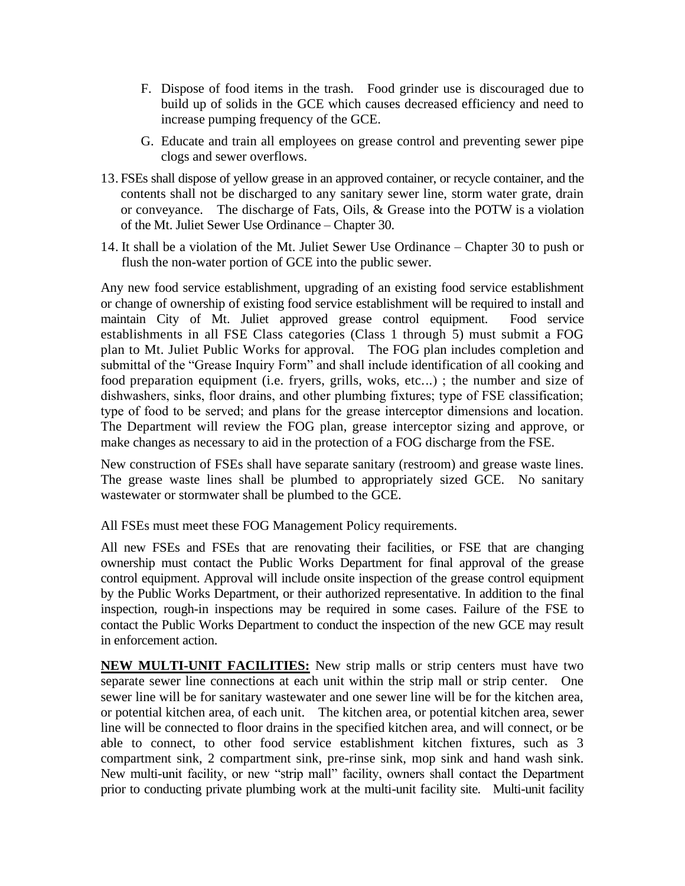F. Dispose of food items in the trash. Food grinder use is discouraged due to build up of solids in the GCE which causes decreased efficiency and need to increase pumping frequency of the GCE.

   G. Educate and train all employees on grease control and preventing sewer pipe clogs and sewer overflows.

13. FSEs shall dispose of yellow grease in an approved container, or recycle container, and the contents shall not be discharged to any sanitary sewer line, storm water grate, drain or conveyance. The discharge of Fats, Oils, & Grease into the POTW is a violation of the Mt. Juliet Sewer Use Ordinance – Chapter 30.

14. It shall be a violation of the Mt. Juliet Sewer Use Ordinance – Chapter 30 to push or flush the non-water portion of GCE into the public sewer.

Any new food service establishment, upgrading of an existing food service establishment or change of ownership of existing food service establishment will be required to install and maintain City of Mt. Juliet approved grease control equipment. Food service establishments in all FSE Class categories (Class 1 through 5) must submit a FOG plan to Mt. Juliet Public Works for approval. The FOG plan includes completion and submittal of the "Grease Inquiry Form" and shall include identification of all cooking and food preparation equipment (i.e. fryers, grills, woks, etc...) ; the number and size of dishwashers, sinks, floor drains, and other plumbing fixtures; type of FSE classification; type of food to be served; and plans for the grease interceptor dimensions and location. The Department will review the FOG plan, grease interceptor sizing and approve, or make changes as necessary to aid in the protection of a FOG discharge from the FSE.

New construction of FSEs shall have separate sanitary (restroom) and grease waste lines. The grease waste lines shall be plumbed to appropriately sized GCE. No sanitary wastewater or stormwater shall be plumbed to the GCE.

All FSEs must meet these FOG Management Policy requirements.

All new FSEs and FSEs that are renovating their facilities, or FSE that are changing ownership must contact the Public Works Department for final approval of the grease control equipment. Approval will include onsite inspection of the grease control equipment by the Public Works Department, or their authorized representative. In addition to the final inspection, rough-in inspections may be required in some cases. Failure of the FSE to contact the Public Works Department to conduct the inspection of the new GCE may result in enforcement action.

**NEW MULTI-UNIT FACILITIES:** New strip malls or strip centers must have two separate sewer line connections at each unit within the strip mall or strip center. One sewer line will be for sanitary wastewater and one sewer line will be for the kitchen area, or potential kitchen area, of each unit. The kitchen area, or potential kitchen area, sewer line will be connected to floor drains in the specified kitchen area, and will connect, or be able to connect, to other food service establishment kitchen fixtures, such as 3 compartment sink, 2 compartment sink, pre-rinse sink, mop sink and hand wash sink. New multi-unit facility, or new "strip mall" facility, owners shall contact the Department prior to conducting private plumbing work at the multi-unit facility site. Multi-unit facility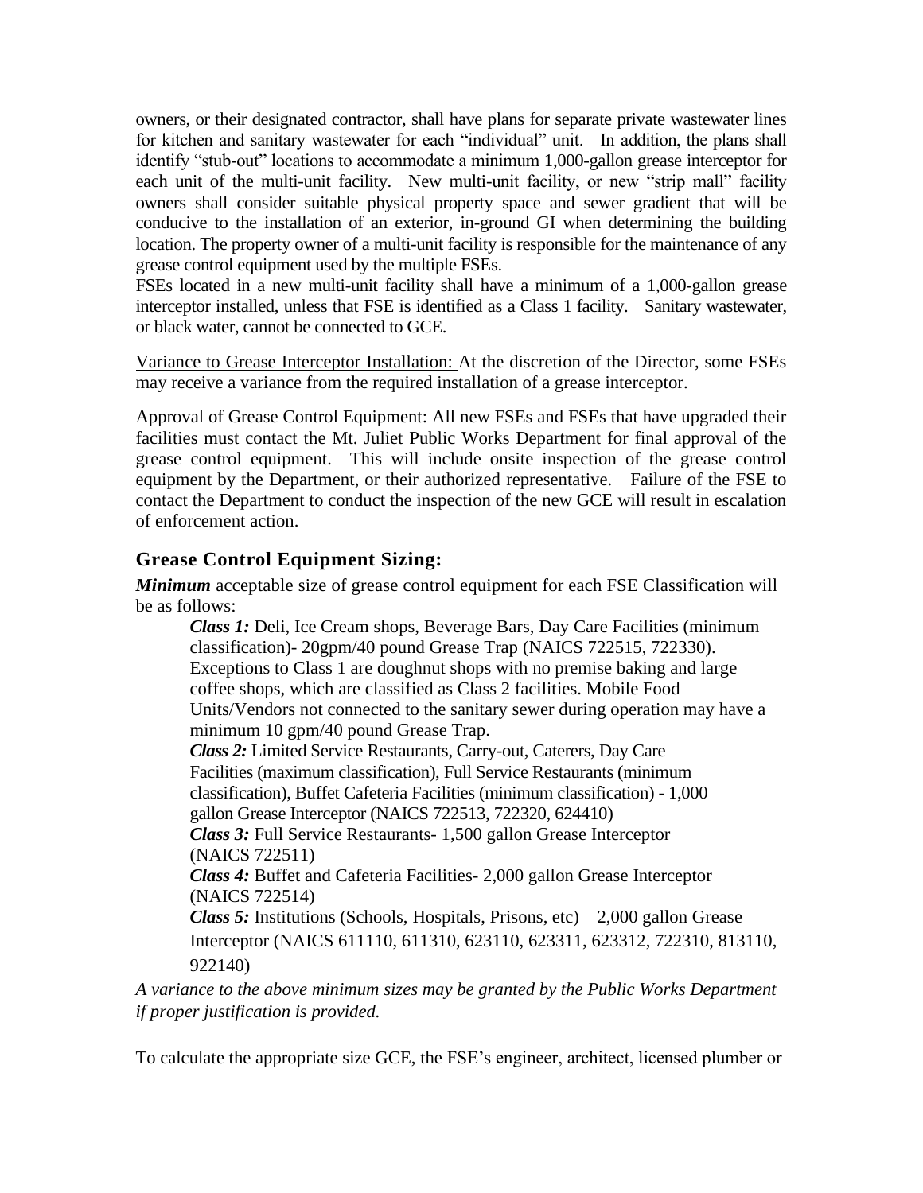owners, or their designated contractor, shall have plans for separate private wastewater lines for kitchen and sanitary wastewater for each "individual" unit. In addition, the plans shall identify "stub-out" locations to accommodate a minimum 1,000-gallon grease interceptor for each unit of the multi-unit facility. New multi-unit facility, or new "strip mall" facility owners shall consider suitable physical property space and sewer gradient that will be conducive to the installation of an exterior, in-ground GI when determining the building location. The property owner of a multi-unit facility is responsible for the maintenance of any grease control equipment used by the multiple FSEs.

FSEs located in a new multi-unit facility shall have a minimum of a 1,000-gallon grease interceptor installed, unless that FSE is identified as a Class 1 facility. Sanitary wastewater, or black water, cannot be connected to GCE.

Variance to Grease Interceptor Installation: At the discretion of the Director, some FSEs may receive a variance from the required installation of a grease interceptor.

Approval of Grease Control Equipment: All new FSEs and FSEs that have upgraded their facilities must contact the Mt. Juliet Public Works Department for final approval of the grease control equipment. This will include onsite inspection of the grease control equipment by the Department, or their authorized representative. Failure of the FSE to contact the Department to conduct the inspection of the new GCE will result in escalation of enforcement action.

## Grease Control Equipment Sizing:

***Minimum*** acceptable size of grease control equipment for each FSE Classification will be as follows:

> ***Class 1:*** Deli, Ice Cream shops, Beverage Bars, Day Care Facilities (minimum classification)- 20gpm/40 pound Grease Trap (NAICS 722515, 722330). Exceptions to Class 1 are doughnut shops with no premise baking and large coffee shops, which are classified as Class 2 facilities. Mobile Food Units/Vendors not connected to the sanitary sewer during operation may have a minimum 10 gpm/40 pound Grease Trap.
>
> ***Class 2:*** Limited Service Restaurants, Carry-out, Caterers, Day Care Facilities (maximum classification), Full Service Restaurants (minimum classification), Buffet Cafeteria Facilities (minimum classification) - 1,000 gallon Grease Interceptor (NAICS 722513, 722320, 624410)
>
> ***Class 3:*** Full Service Restaurants- 1,500 gallon Grease Interceptor (NAICS 722511)
>
> ***Class 4:*** Buffet and Cafeteria Facilities- 2,000 gallon Grease Interceptor (NAICS 722514)
>
> ***Class 5:*** Institutions (Schools, Hospitals, Prisons, etc) 2,000 gallon Grease Interceptor (NAICS 611110, 611310, 623110, 623311, 623312, 722310, 813110, 922140)

*A variance to the above minimum sizes may be granted by the Public Works Department if proper justification is provided.*

To calculate the appropriate size GCE, the FSE's engineer, architect, licensed plumber or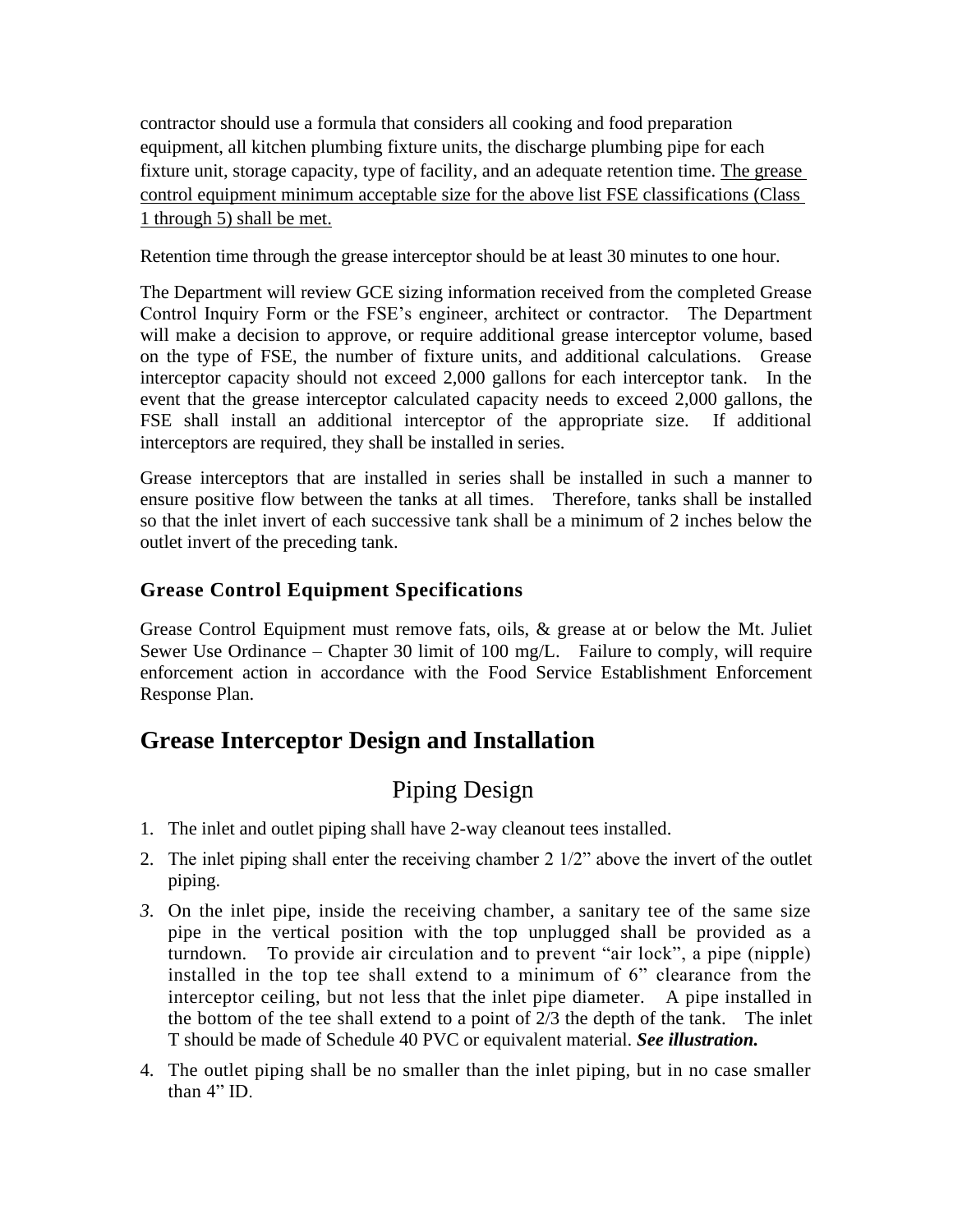contractor should use a formula that considers all cooking and food preparation equipment, all kitchen plumbing fixture units, the discharge plumbing pipe for each fixture unit, storage capacity, type of facility, and an adequate retention time. <u>The grease control equipment minimum acceptable size for the above list FSE classifications (Class 1 through 5) shall be met.</u>

Retention time through the grease interceptor should be at least 30 minutes to one hour.

The Department will review GCE sizing information received from the completed Grease Control Inquiry Form or the FSE's engineer, architect or contractor. The Department will make a decision to approve, or require additional grease interceptor volume, based on the type of FSE, the number of fixture units, and additional calculations. Grease interceptor capacity should not exceed 2,000 gallons for each interceptor tank. In the event that the grease interceptor calculated capacity needs to exceed 2,000 gallons, the FSE shall install an additional interceptor of the appropriate size. If additional interceptors are required, they shall be installed in series.

Grease interceptors that are installed in series shall be installed in such a manner to ensure positive flow between the tanks at all times. Therefore, tanks shall be installed so that the inlet invert of each successive tank shall be a minimum of 2 inches below the outlet invert of the preceding tank.

### Grease Control Equipment Specifications

Grease Control Equipment must remove fats, oils, & grease at or below the Mt. Juliet Sewer Use Ordinance – Chapter 30 limit of 100 mg/L. Failure to comply, will require enforcement action in accordance with the Food Service Establishment Enforcement Response Plan.

## Grease Interceptor Design and Installation

### Piping Design

1. The inlet and outlet piping shall have 2-way cleanout tees installed.
2. The inlet piping shall enter the receiving chamber 2 1/2" above the invert of the outlet piping.
3. On the inlet pipe, inside the receiving chamber, a sanitary tee of the same size pipe in the vertical position with the top unplugged shall be provided as a turndown. To provide air circulation and to prevent "air lock", a pipe (nipple) installed in the top tee shall extend to a minimum of 6" clearance from the interceptor ceiling, but not less that the inlet pipe diameter. A pipe installed in the bottom of the tee shall extend to a point of 2/3 the depth of the tank. The inlet T should be made of Schedule 40 PVC or equivalent material. ***See illustration.***
4. The outlet piping shall be no smaller than the inlet piping, but in no case smaller than 4" ID.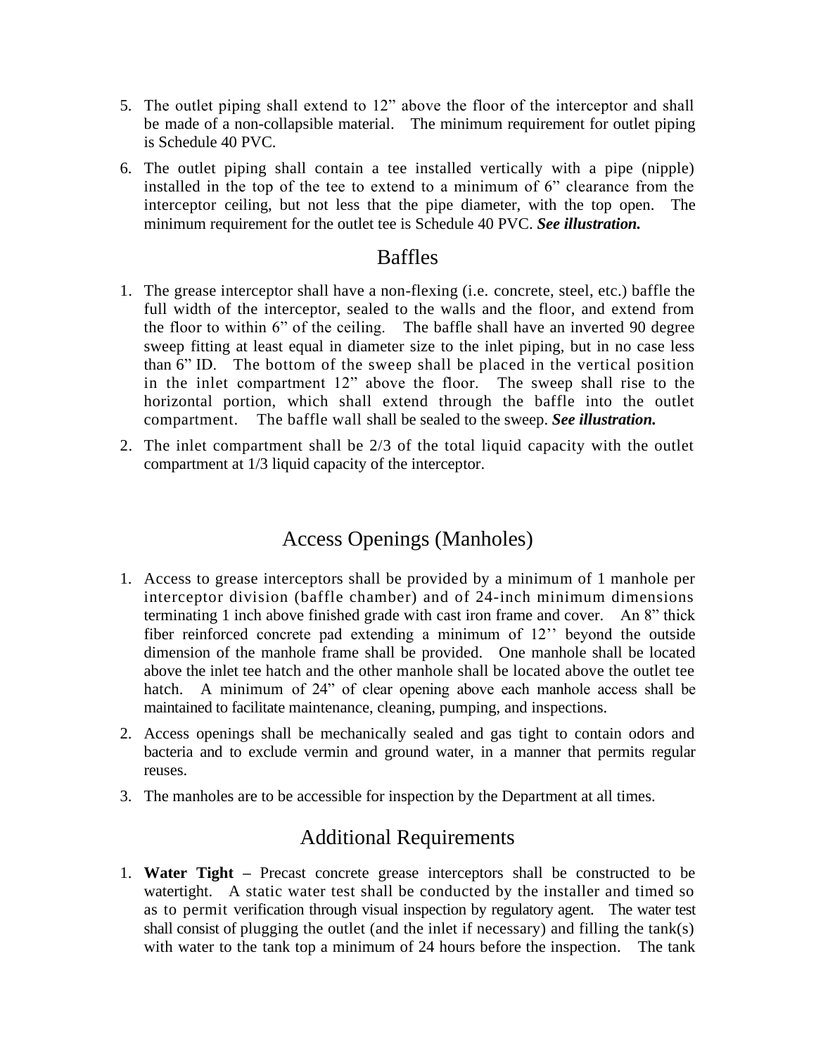5. The outlet piping shall extend to 12" above the floor of the interceptor and shall be made of a non-collapsible material. The minimum requirement for outlet piping is Schedule 40 PVC.

6. The outlet piping shall contain a tee installed vertically with a pipe (nipple) installed in the top of the tee to extend to a minimum of 6" clearance from the interceptor ceiling, but not less that the pipe diameter, with the top open. The minimum requirement for the outlet tee is Schedule 40 PVC. ***See illustration.***

## Baffles

1. The grease interceptor shall have a non-flexing (i.e. concrete, steel, etc.) baffle the full width of the interceptor, sealed to the walls and the floor, and extend from the floor to within 6" of the ceiling. The baffle shall have an inverted 90 degree sweep fitting at least equal in diameter size to the inlet piping, but in no case less than 6" ID. The bottom of the sweep shall be placed in the vertical position in the inlet compartment 12" above the floor. The sweep shall rise to the horizontal portion, which shall extend through the baffle into the outlet compartment. The baffle wall shall be sealed to the sweep. ***See illustration.***

2. The inlet compartment shall be 2/3 of the total liquid capacity with the outlet compartment at 1/3 liquid capacity of the interceptor.

## Access Openings (Manholes)

1. Access to grease interceptors shall be provided by a minimum of 1 manhole per interceptor division (baffle chamber) and of 24-inch minimum dimensions terminating 1 inch above finished grade with cast iron frame and cover. An 8" thick fiber reinforced concrete pad extending a minimum of 12'' beyond the outside dimension of the manhole frame shall be provided. One manhole shall be located above the inlet tee hatch and the other manhole shall be located above the outlet tee hatch. A minimum of 24" of clear opening above each manhole access shall be maintained to facilitate maintenance, cleaning, pumping, and inspections.

2. Access openings shall be mechanically sealed and gas tight to contain odors and bacteria and to exclude vermin and ground water, in a manner that permits regular reuses.

3. The manholes are to be accessible for inspection by the Department at all times.

## Additional Requirements

1. **Water Tight –** Precast concrete grease interceptors shall be constructed to be watertight. A static water test shall be conducted by the installer and timed so as to permit verification through visual inspection by regulatory agent. The water test shall consist of plugging the outlet (and the inlet if necessary) and filling the tank(s) with water to the tank top a minimum of 24 hours before the inspection. The tank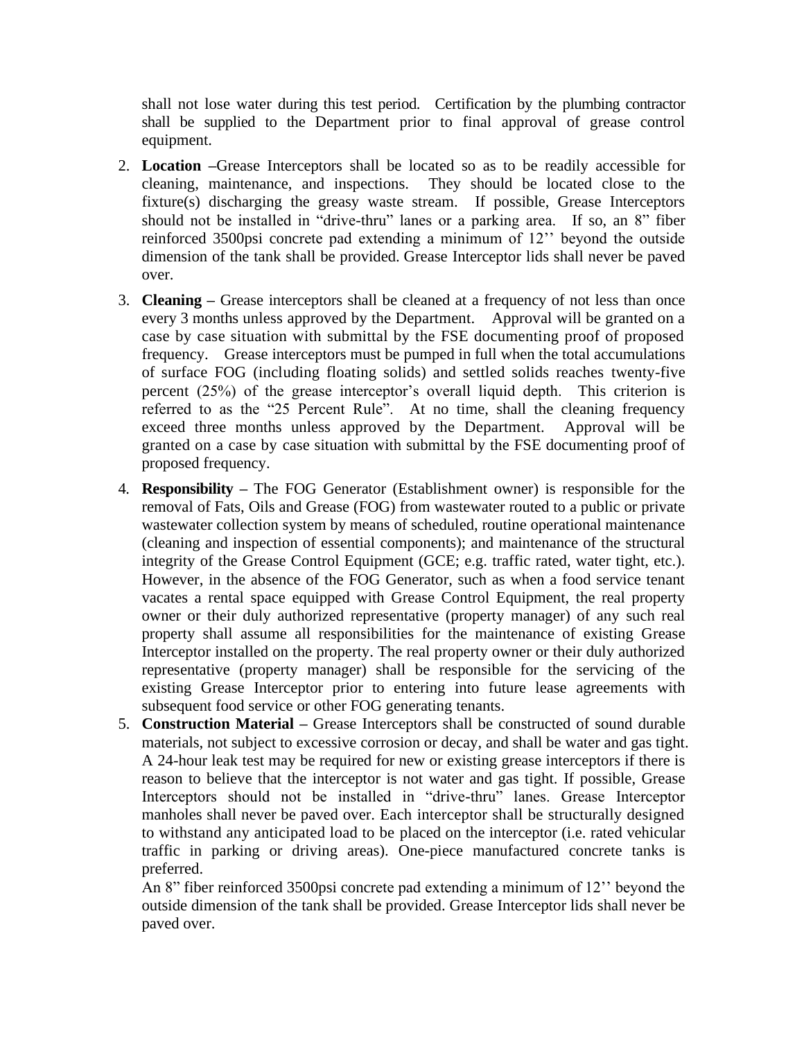shall not lose water during this test period. Certification by the plumbing contractor shall be supplied to the Department prior to final approval of grease control equipment.

2. **Location –**Grease Interceptors shall be located so as to be readily accessible for cleaning, maintenance, and inspections. They should be located close to the fixture(s) discharging the greasy waste stream. If possible, Grease Interceptors should not be installed in "drive-thru" lanes or a parking area. If so, an 8" fiber reinforced 3500psi concrete pad extending a minimum of 12'' beyond the outside dimension of the tank shall be provided. Grease Interceptor lids shall never be paved over.
3. **Cleaning –** Grease interceptors shall be cleaned at a frequency of not less than once every 3 months unless approved by the Department. Approval will be granted on a case by case situation with submittal by the FSE documenting proof of proposed frequency. Grease interceptors must be pumped in full when the total accumulations of surface FOG (including floating solids) and settled solids reaches twenty-five percent (25%) of the grease interceptor's overall liquid depth. This criterion is referred to as the "25 Percent Rule". At no time, shall the cleaning frequency exceed three months unless approved by the Department. Approval will be granted on a case by case situation with submittal by the FSE documenting proof of proposed frequency.
4. **Responsibility –** The FOG Generator (Establishment owner) is responsible for the removal of Fats, Oils and Grease (FOG) from wastewater routed to a public or private wastewater collection system by means of scheduled, routine operational maintenance (cleaning and inspection of essential components); and maintenance of the structural integrity of the Grease Control Equipment (GCE; e.g. traffic rated, water tight, etc.). However, in the absence of the FOG Generator, such as when a food service tenant vacates a rental space equipped with Grease Control Equipment, the real property owner or their duly authorized representative (property manager) of any such real property shall assume all responsibilities for the maintenance of existing Grease Interceptor installed on the property. The real property owner or their duly authorized representative (property manager) shall be responsible for the servicing of the existing Grease Interceptor prior to entering into future lease agreements with subsequent food service or other FOG generating tenants.
5. **Construction Material –** Grease Interceptors shall be constructed of sound durable materials, not subject to excessive corrosion or decay, and shall be water and gas tight. A 24-hour leak test may be required for new or existing grease interceptors if there is reason to believe that the interceptor is not water and gas tight. If possible, Grease Interceptors should not be installed in "drive-thru" lanes. Grease Interceptor manholes shall never be paved over. Each interceptor shall be structurally designed to withstand any anticipated load to be placed on the interceptor (i.e. rated vehicular traffic in parking or driving areas). One-piece manufactured concrete tanks is preferred.

   An 8" fiber reinforced 3500psi concrete pad extending a minimum of 12'' beyond the outside dimension of the tank shall be provided. Grease Interceptor lids shall never be paved over.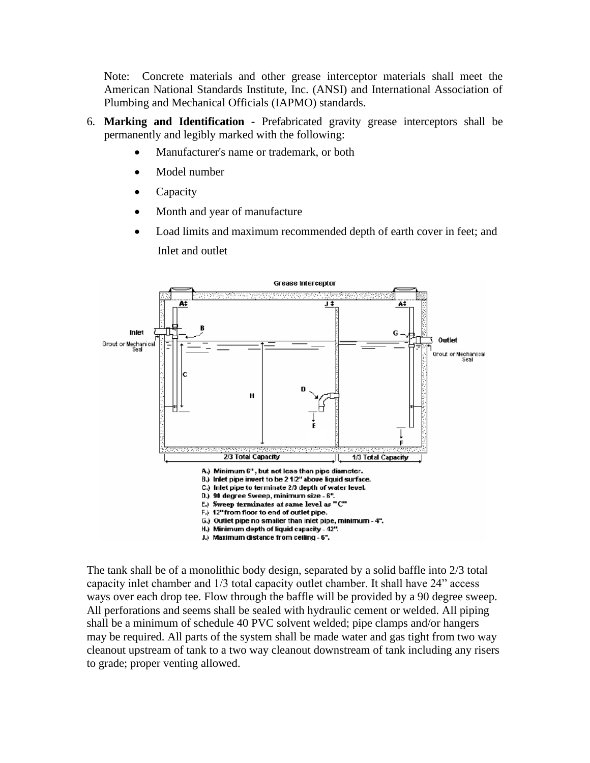Note: Concrete materials and other grease interceptor materials shall meet the American National Standards Institute, Inc. (ANSI) and International Association of Plumbing and Mechanical Officials (IAPMO) standards.

6. **Marking and Identification -** Prefabricated gravity grease interceptors shall be permanently and legibly marked with the following:
   - Manufacturer's name or trademark, or both
   - Model number
   - Capacity
   - Month and year of manufacture
   - Load limits and maximum recommended depth of earth cover in feet; and

     Inlet and outlet

Grease Interceptor

Inlet

Grout or Mechanical Seal

Outlet

Grout or Mechanical Seal

2/3 Total Capacity

1/3 Total Capacity

A.) Minimum 6", but not less than pipe diameter.
B.) Inlet pipe invert to be 2 1/2" above liquid surface.
C.) Inlet pipe to terminate 2/3 depth of water level.
D.) 90 degree Sweep, minimum size - 6".
E.) Sweep terminates at same level as "C"
F.) 12" from floor to end of outlet pipe.
G.) Outlet pipe no smaller than inlet pipe, minimum - 4".
H.) Minimum depth of liquid capacity - 42".
J.) Maximum distance from ceiling - 6".

The tank shall be of a monolithic body design, separated by a solid baffle into 2/3 total capacity inlet chamber and 1/3 total capacity outlet chamber. It shall have 24" access ways over each drop tee. Flow through the baffle will be provided by a 90 degree sweep. All perforations and seems shall be sealed with hydraulic cement or welded. All piping shall be a minimum of schedule 40 PVC solvent welded; pipe clamps and/or hangers may be required. All parts of the system shall be made water and gas tight from two way cleanout upstream of tank to a two way cleanout downstream of tank including any risers to grade; proper venting allowed.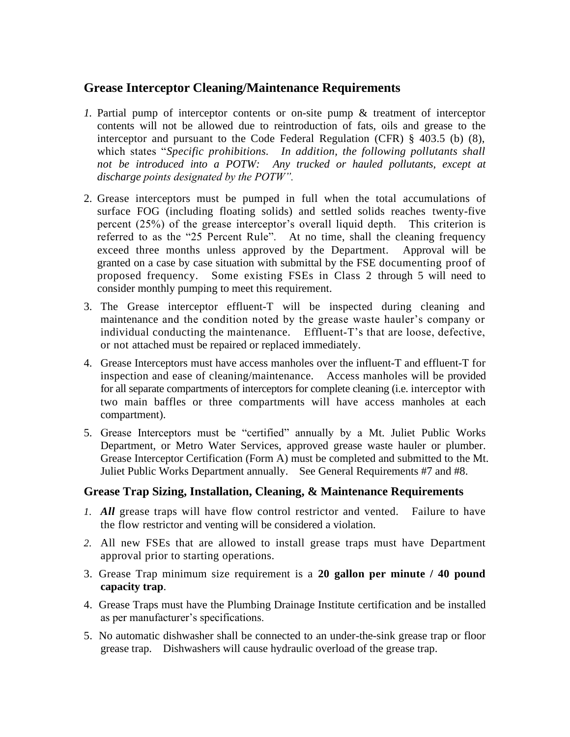## Grease Interceptor Cleaning/Maintenance Requirements

1. Partial pump of interceptor contents or on-site pump & treatment of interceptor contents will not be allowed due to reintroduction of fats, oils and grease to the interceptor and pursuant to the Code Federal Regulation (CFR) § 403.5 (b) (8), which states "*Specific prohibitions. In addition, the following pollutants shall not be introduced into a POTW: Any trucked or hauled pollutants, except at discharge points designated by the POTW".*

2. Grease interceptors must be pumped in full when the total accumulations of surface FOG (including floating solids) and settled solids reaches twenty-five percent (25%) of the grease interceptor's overall liquid depth. This criterion is referred to as the "25 Percent Rule". At no time, shall the cleaning frequency exceed three months unless approved by the Department. Approval will be granted on a case by case situation with submittal by the FSE documenting proof of proposed frequency. Some existing FSEs in Class 2 through 5 will need to consider monthly pumping to meet this requirement.

3. The Grease interceptor effluent-T will be inspected during cleaning and maintenance and the condition noted by the grease waste hauler's company or individual conducting the maintenance. Effluent-T's that are loose, defective, or not attached must be repaired or replaced immediately.

4. Grease Interceptors must have access manholes over the influent-T and effluent-T for inspection and ease of cleaning/maintenance. Access manholes will be provided for all separate compartments of interceptors for complete cleaning (i.e. interceptor with two main baffles or three compartments will have access manholes at each compartment).

5. Grease Interceptors must be "certified" annually by a Mt. Juliet Public Works Department, or Metro Water Services, approved grease waste hauler or plumber. Grease Interceptor Certification (Form A) must be completed and submitted to the Mt. Juliet Public Works Department annually. See General Requirements #7 and #8.

## Grease Trap Sizing, Installation, Cleaning, & Maintenance Requirements

1. ***All*** grease traps will have flow control restrictor and vented. Failure to have the flow restrictor and venting will be considered a violation.

2. All new FSEs that are allowed to install grease traps must have Department approval prior to starting operations.

3. Grease Trap minimum size requirement is a **20 gallon per minute / 40 pound capacity trap**.

4. Grease Traps must have the Plumbing Drainage Institute certification and be installed as per manufacturer's specifications.

5. No automatic dishwasher shall be connected to an under-the-sink grease trap or floor grease trap. Dishwashers will cause hydraulic overload of the grease trap.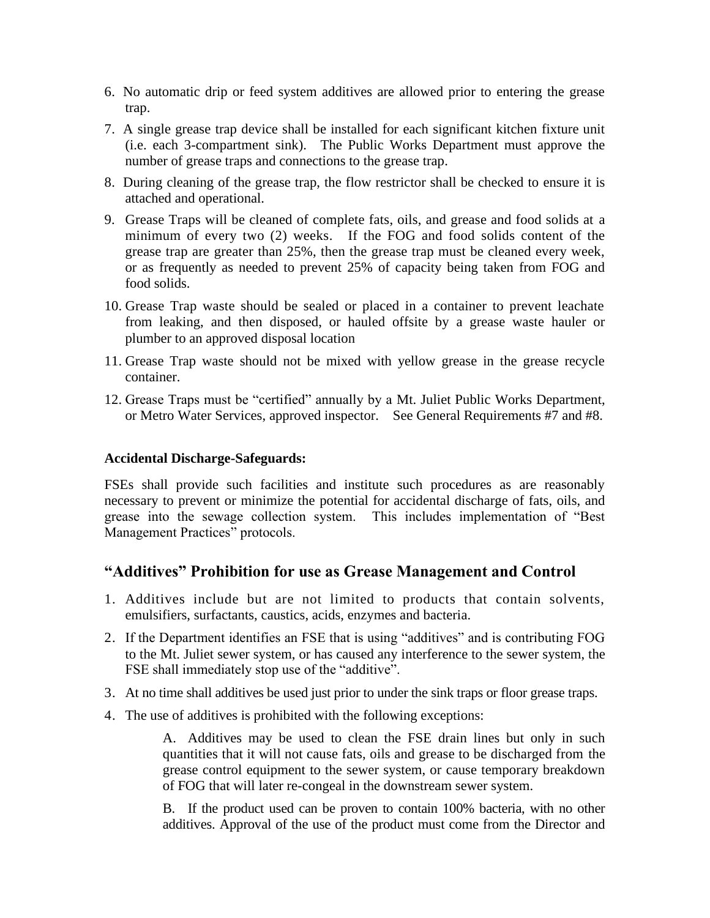6. No automatic drip or feed system additives are allowed prior to entering the grease trap.
7. A single grease trap device shall be installed for each significant kitchen fixture unit (i.e. each 3-compartment sink). The Public Works Department must approve the number of grease traps and connections to the grease trap.
8. During cleaning of the grease trap, the flow restrictor shall be checked to ensure it is attached and operational.
9. Grease Traps will be cleaned of complete fats, oils, and grease and food solids at a minimum of every two (2) weeks. If the FOG and food solids content of the grease trap are greater than 25%, then the grease trap must be cleaned every week, or as frequently as needed to prevent 25% of capacity being taken from FOG and food solids.
10. Grease Trap waste should be sealed or placed in a container to prevent leachate from leaking, and then disposed, or hauled offsite by a grease waste hauler or plumber to an approved disposal location
11. Grease Trap waste should not be mixed with yellow grease in the grease recycle container.
12. Grease Traps must be "certified" annually by a Mt. Juliet Public Works Department, or Metro Water Services, approved inspector. See General Requirements #7 and #8.

**Accidental Discharge-Safeguards:**

FSEs shall provide such facilities and institute such procedures as are reasonably necessary to prevent or minimize the potential for accidental discharge of fats, oils, and grease into the sewage collection system. This includes implementation of "Best Management Practices" protocols.

## "Additives" Prohibition for use as Grease Management and Control

1. Additives include but are not limited to products that contain solvents, emulsifiers, surfactants, caustics, acids, enzymes and bacteria.
2. If the Department identifies an FSE that is using "additives" and is contributing FOG to the Mt. Juliet sewer system, or has caused any interference to the sewer system, the FSE shall immediately stop use of the "additive".
3. At no time shall additives be used just prior to under the sink traps or floor grease traps.
4. The use of additives is prohibited with the following exceptions:

   A. Additives may be used to clean the FSE drain lines but only in such quantities that it will not cause fats, oils and grease to be discharged from the grease control equipment to the sewer system, or cause temporary breakdown of FOG that will later re-congeal in the downstream sewer system.

   B. If the product used can be proven to contain 100% bacteria, with no other additives. Approval of the use of the product must come from the Director and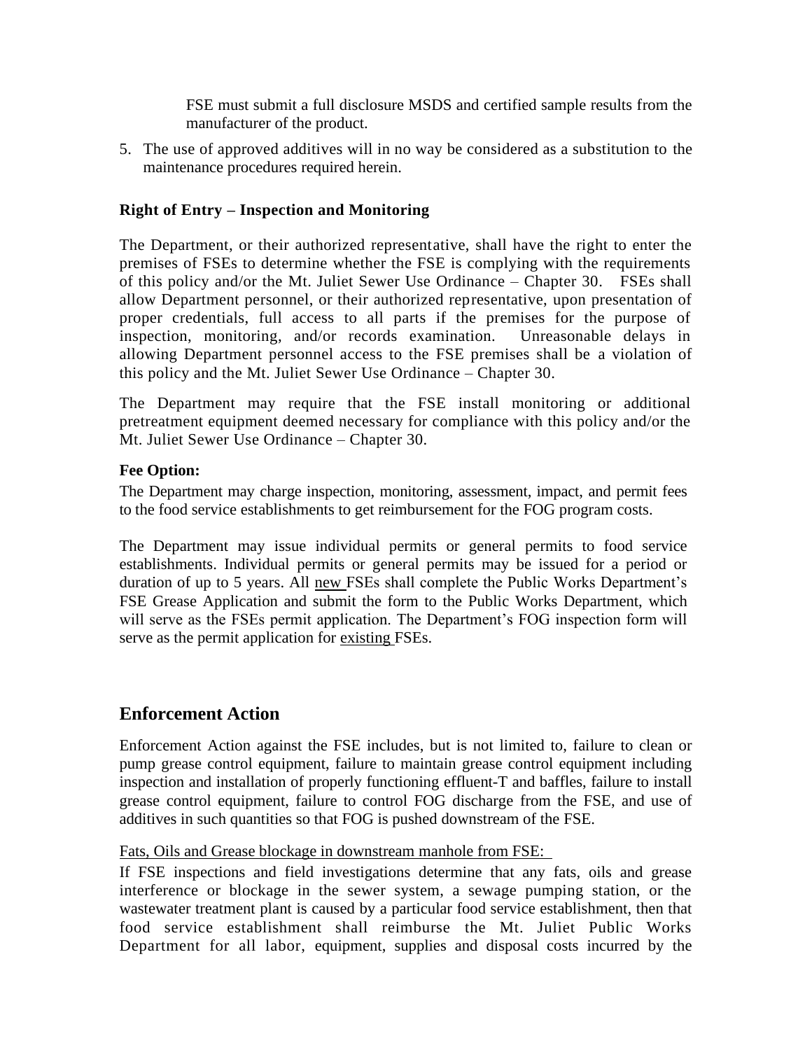FSE must submit a full disclosure MSDS and certified sample results from the manufacturer of the product.

5. The use of approved additives will in no way be considered as a substitution to the maintenance procedures required herein.

**Right of Entry – Inspection and Monitoring**

The Department, or their authorized representative, shall have the right to enter the premises of FSEs to determine whether the FSE is complying with the requirements of this policy and/or the Mt. Juliet Sewer Use Ordinance – Chapter 30. FSEs shall allow Department personnel, or their authorized representative, upon presentation of proper credentials, full access to all parts if the premises for the purpose of inspection, monitoring, and/or records examination. Unreasonable delays in allowing Department personnel access to the FSE premises shall be a violation of this policy and the Mt. Juliet Sewer Use Ordinance – Chapter 30.

The Department may require that the FSE install monitoring or additional pretreatment equipment deemed necessary for compliance with this policy and/or the Mt. Juliet Sewer Use Ordinance – Chapter 30.

**Fee Option:**

The Department may charge inspection, monitoring, assessment, impact, and permit fees to the food service establishments to get reimbursement for the FOG program costs.

The Department may issue individual permits or general permits to food service establishments. Individual permits or general permits may be issued for a period or duration of up to 5 years. All <u>new</u> FSEs shall complete the Public Works Department's FSE Grease Application and submit the form to the Public Works Department, which will serve as the FSEs permit application. The Department's FOG inspection form will serve as the permit application for <u>existing</u> FSEs.

## Enforcement Action

Enforcement Action against the FSE includes, but is not limited to, failure to clean or pump grease control equipment, failure to maintain grease control equipment including inspection and installation of properly functioning effluent-T and baffles, failure to install grease control equipment, failure to control FOG discharge from the FSE, and use of additives in such quantities so that FOG is pushed downstream of the FSE.

<u>Fats, Oils and Grease blockage in downstream manhole from FSE:</u>

If FSE inspections and field investigations determine that any fats, oils and grease interference or blockage in the sewer system, a sewage pumping station, or the wastewater treatment plant is caused by a particular food service establishment, then that food service establishment shall reimburse the Mt. Juliet Public Works Department for all labor, equipment, supplies and disposal costs incurred by the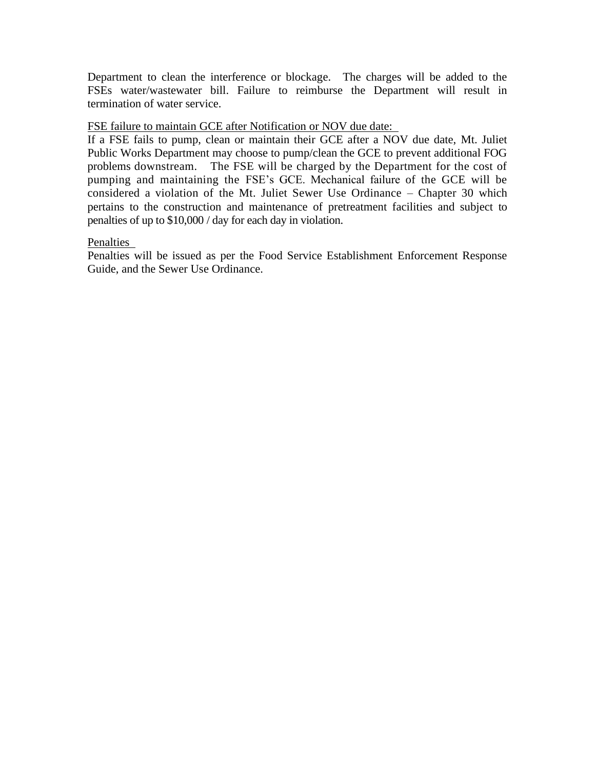Department to clean the interference or blockage. The charges will be added to the FSEs water/wastewater bill. Failure to reimburse the Department will result in termination of water service.

<u>FSE failure to maintain GCE after Notification or NOV due date:</u>

If a FSE fails to pump, clean or maintain their GCE after a NOV due date, Mt. Juliet Public Works Department may choose to pump/clean the GCE to prevent additional FOG problems downstream. The FSE will be charged by the Department for the cost of pumping and maintaining the FSE's GCE. Mechanical failure of the GCE will be considered a violation of the Mt. Juliet Sewer Use Ordinance – Chapter 30 which pertains to the construction and maintenance of pretreatment facilities and subject to penalties of up to $10,000 / day for each day in violation.

<u>Penalties</u>

Penalties will be issued as per the Food Service Establishment Enforcement Response Guide, and the Sewer Use Ordinance.